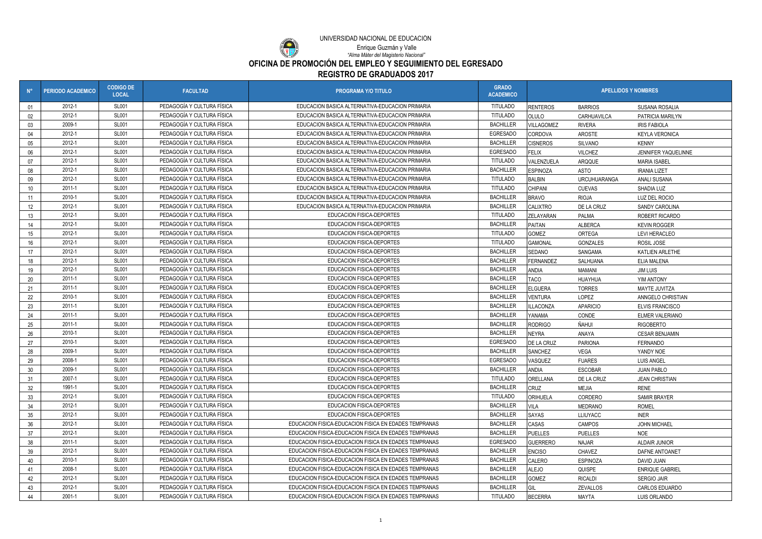UNIVERSIDAD NACIONAL DE EDUCACIÓN

Enrique Guzmán y Valle

*"Alma Máter del Magisterio Nacional"*

# OFICINA DE PROMOCIÓN DEL EMPLEO Y SEGUIMIENTO DEL EGRESADO

## REGISTRO DE GRADUADOS 2017

| N° | PERIODO ACADEMICO | CODIGO DE LOCAL | FACULTAD | PROGRAMA Y/O TITULO | GRADO ACADEMICO | APELLIDOS Y NOMBRES | | |
|---|---|---|---|---|---|---|---|---|
| 01 | 2012-1 | SL001 | PEDAGOGÍA Y CULTURA FÍSICA | EDUCACION BASICA ALTERNATIVA-EDUCACION PRIMARIA | TITULADO | RENTEROS | BARRIOS | SUSANA ROSALIA |
| 02 | 2012-1 | SL001 | PEDAGOGÍA Y CULTURA FÍSICA | EDUCACION BASICA ALTERNATIVA-EDUCACION PRIMARIA | TITULADO | OLULO | CARHUAVILCA | PATRICIA MARILYN |
| 03 | 2009-1 | SL001 | PEDAGOGÍA Y CULTURA FÍSICA | EDUCACION BASICA ALTERNATIVA-EDUCACION PRIMARIA | BACHILLER | VILLAGOMEZ | RIVERA | IRIS FABIOLA |
| 04 | 2012-1 | SL001 | PEDAGOGÍA Y CULTURA FÍSICA | EDUCACION BASICA ALTERNATIVA-EDUCACION PRIMARIA | EGRESADO | CORDOVA | AROSTE | KEYLA VERONICA |
| 05 | 2012-1 | SL001 | PEDAGOGÍA Y CULTURA FÍSICA | EDUCACION BASICA ALTERNATIVA-EDUCACION PRIMARIA | BACHILLER | CISNEROS | SILVANO | KENNY |
| 06 | 2012-1 | SL001 | PEDAGOGÍA Y CULTURA FÍSICA | EDUCACION BASICA ALTERNATIVA-EDUCACION PRIMARIA | EGRESADO | FELIX | VILCHEZ | JENNIFER YAQUELINNE |
| 07 | 2012-1 | SL001 | PEDAGOGÍA Y CULTURA FÍSICA | EDUCACION BASICA ALTERNATIVA-EDUCACION PRIMARIA | TITULADO | VALENZUELA | ARQQUE | MARIA ISABEL |
| 08 | 2012-1 | SL001 | PEDAGOGÍA Y CULTURA FÍSICA | EDUCACION BASICA ALTERNATIVA-EDUCACION PRIMARIA | BACHILLER | ESPINOZA | ASTO | IRANIA LIZET |
| 09 | 2012-1 | SL001 | PEDAGOGÍA Y CULTURA FÍSICA | EDUCACION BASICA ALTERNATIVA-EDUCACION PRIMARIA | TITULADO | BALBIN | URCUHUARANGA | ANALI SUSANA |
| 10 | 2011-1 | SL001 | PEDAGOGÍA Y CULTURA FÍSICA | EDUCACION BASICA ALTERNATIVA-EDUCACION PRIMARIA | TITULADO | CHIPANI | CUEVAS | SHADIA LUZ |
| 11 | 2010-1 | SL001 | PEDAGOGÍA Y CULTURA FÍSICA | EDUCACION BASICA ALTERNATIVA-EDUCACION PRIMARIA | BACHILLER | BRAVO | RIOJA | LUZ DEL ROCIO |
| 12 | 2012-1 | SL001 | PEDAGOGÍA Y CULTURA FÍSICA | EDUCACION BASICA ALTERNATIVA-EDUCACION PRIMARIA | BACHILLER | CALIXTRO | DE LA CRUZ | SANDY CAROLINA |
| 13 | 2012-1 | SL001 | PEDAGOGÍA Y CULTURA FÍSICA | EDUCACION FISICA-DEPORTES | TITULADO | ZELAYARAN | PALMA | ROBERT RICARDO |
| 14 | 2012-1 | SL001 | PEDAGOGÍA Y CULTURA FÍSICA | EDUCACION FISICA-DEPORTES | BACHILLER | PAITAN | ALBERCA | KEVIN ROGGER |
| 15 | 2012-1 | SL001 | PEDAGOGÍA Y CULTURA FÍSICA | EDUCACION FISICA-DEPORTES | TITULADO | GOMEZ | ORTEGA | LEVI HERACLEO |
| 16 | 2012-1 | SL001 | PEDAGOGÍA Y CULTURA FÍSICA | EDUCACION FISICA-DEPORTES | TITULADO | GAMONAL | GONZALES | ROSIL JOSE |
| 17 | 2012-1 | SL001 | PEDAGOGÍA Y CULTURA FÍSICA | EDUCACION FISICA-DEPORTES | BACHILLER | SEDANO | SANGAMA | KATLIEN ARLETHE |
| 18 | 2012-1 | SL001 | PEDAGOGÍA Y CULTURA FÍSICA | EDUCACION FISICA-DEPORTES | BACHILLER | FERNANDEZ | SALHUANA | ELIA MALENA |
| 19 | 2012-1 | SL001 | PEDAGOGÍA Y CULTURA FÍSICA | EDUCACION FISICA-DEPORTES | BACHILLER | ANDIA | MAMANI | JIM LUIS |
| 20 | 2011-1 | SL001 | PEDAGOGÍA Y CULTURA FÍSICA | EDUCACION FISICA-DEPORTES | BACHILLER | TACO | HUAYHUA | YIM ANTONY |
| 21 | 2011-1 | SL001 | PEDAGOGÍA Y CULTURA FÍSICA | EDUCACION FISICA-DEPORTES | BACHILLER | ELGUERA | TORRES | MAYTE JUVITZA |
| 22 | 2010-1 | SL001 | PEDAGOGÍA Y CULTURA FÍSICA | EDUCACION FISICA-DEPORTES | BACHILLER | VENTURA | LOPEZ | ANNGELO CHRISTIAN |
| 23 | 2011-1 | SL001 | PEDAGOGÍA Y CULTURA FÍSICA | EDUCACION FISICA-DEPORTES | BACHILLER | ILLACONZA | APARICIO | ELVIS FRANCISCO |
| 24 | 2011-1 | SL001 | PEDAGOGÍA Y CULTURA FÍSICA | EDUCACION FISICA-DEPORTES | BACHILLER | YANAMA | CONDE | ELMER VALERIANO |
| 25 | 2011-1 | SL001 | PEDAGOGÍA Y CULTURA FÍSICA | EDUCACION FISICA-DEPORTES | BACHILLER | RODRIGO | ÑAHUI | RIGOBERTO |
| 26 | 2010-1 | SL001 | PEDAGOGÍA Y CULTURA FÍSICA | EDUCACION FISICA-DEPORTES | BACHILLER | NEYRA | ANAYA | CESAR BENJAMIN |
| 27 | 2010-1 | SL001 | PEDAGOGÍA Y CULTURA FÍSICA | EDUCACION FISICA-DEPORTES | EGRESADO | DE LA CRUZ | PARIONA | FERNANDO |
| 28 | 2009-1 | SL001 | PEDAGOGÍA Y CULTURA FÍSICA | EDUCACION FISICA-DEPORTES | BACHILLER | SANCHEZ | VEGA | YANDY NOE |
| 29 | 2008-1 | SL001 | PEDAGOGÍA Y CULTURA FÍSICA | EDUCACION FISICA-DEPORTES | EGRESADO | VASQUEZ | FUARES | LUIS ANGEL |
| 30 | 2009-1 | SL001 | PEDAGOGÍA Y CULTURA FÍSICA | EDUCACION FISICA-DEPORTES | BACHILLER | ANDIA | ESCOBAR | JUAN PABLO |
| 31 | 2007-1 | SL001 | PEDAGOGÍA Y CULTURA FÍSICA | EDUCACION FISICA-DEPORTES | TITULADO | ORELLANA | DE LA CRUZ | JEAN CHRISTIAN |
| 32 | 1991-1 | SL001 | PEDAGOGÍA Y CULTURA FÍSICA | EDUCACION FISICA-DEPORTES | BACHILLER | CRUZ | MEJIA | RENE |
| 33 | 2012-1 | SL001 | PEDAGOGÍA Y CULTURA FÍSICA | EDUCACION FISICA-DEPORTES | TITULADO | ORIHUELA | CORDERO | SAMIR BRAYER |
| 34 | 2012-1 | SL001 | PEDAGOGÍA Y CULTURA FÍSICA | EDUCACION FISICA-DEPORTES | BACHILLER | VILA | MEDRANO | ROMEL |
| 35 | 2012-1 | SL001 | PEDAGOGÍA Y CULTURA FÍSICA | EDUCACION FISICA-DEPORTES | BACHILLER | SAYAS | LLIUYACC | INER |
| 36 | 2012-1 | SL001 | PEDAGOGÍA Y CULTURA FÍSICA | EDUCACION FISICA-EDUCACION FISICA EN EDADES TEMPRANAS | BACHILLER | CASAS | CAMPOS | JOHN MICHAEL |
| 37 | 2012-1 | SL001 | PEDAGOGÍA Y CULTURA FÍSICA | EDUCACION FISICA-EDUCACION FISICA EN EDADES TEMPRANAS | BACHILLER | PUELLES | PUELLES | NOE |
| 38 | 2011-1 | SL001 | PEDAGOGÍA Y CULTURA FÍSICA | EDUCACION FISICA-EDUCACION FISICA EN EDADES TEMPRANAS | EGRESADO | GUERRERO | NAJAR | ALDAIR JUNIOR |
| 39 | 2012-1 | SL001 | PEDAGOGÍA Y CULTURA FÍSICA | EDUCACION FISICA-EDUCACION FISICA EN EDADES TEMPRANAS | BACHILLER | ENCISO | CHAVEZ | DAFNE ANTOANET |
| 40 | 2010-1 | SL001 | PEDAGOGÍA Y CULTURA FÍSICA | EDUCACION FISICA-EDUCACION FISICA EN EDADES TEMPRANAS | BACHILLER | CALERO | ESPINOZA | DAVID JUAN |
| 41 | 2008-1 | SL001 | PEDAGOGÍA Y CULTURA FÍSICA | EDUCACION FISICA-EDUCACION FISICA EN EDADES TEMPRANAS | BACHILLER | ALEJO | QUISPE | ENRIQUE GABRIEL |
| 42 | 2012-1 | SL001 | PEDAGOGÍA Y CULTURA FÍSICA | EDUCACION FISICA-EDUCACION FISICA EN EDADES TEMPRANAS | BACHILLER | GOMEZ | RICALDI | SERGIO JAIR |
| 43 | 2012-1 | SL001 | PEDAGOGÍA Y CULTURA FÍSICA | EDUCACION FISICA-EDUCACION FISICA EN EDADES TEMPRANAS | BACHILLER | GIL | ZEVALLOS | CARLOS EDUARDO |
| 44 | 2001-1 | SL001 | PEDAGOGÍA Y CULTURA FÍSICA | EDUCACION FISICA-EDUCACION FISICA EN EDADES TEMPRANAS | TITULADO | BECERRA | MAYTA | LUIS ORLANDO |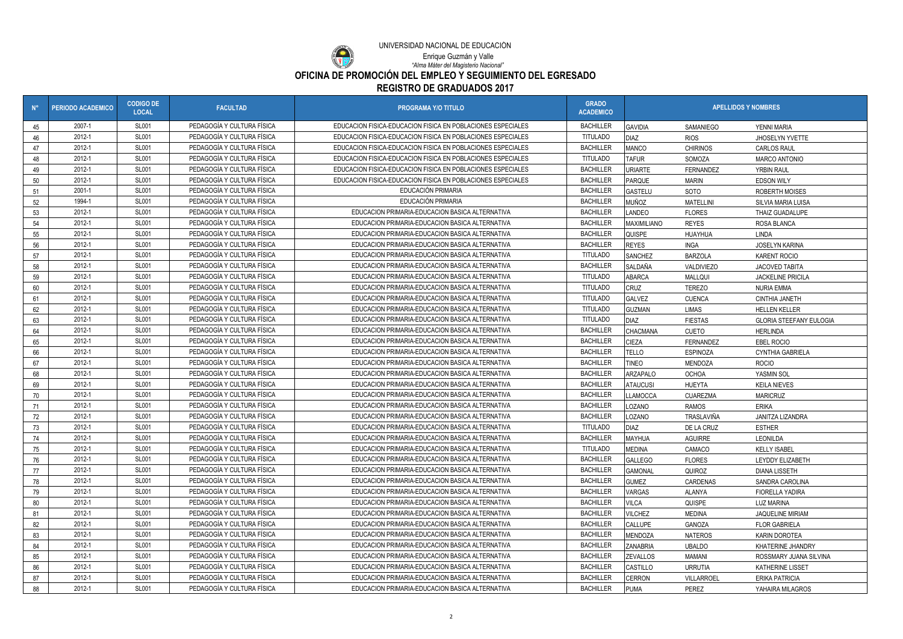UNIVERSIDAD NACIONAL DE EDUCACIÓN

Enrique Guzmán y Valle

*"Alma Máter del Magisterio Nacional"*

# OFICINA DE PROMOCIÓN DEL EMPLEO Y SEGUIMIENTO DEL EGRESADO

## REGISTRO DE GRADUADOS 2017

| N° | PERIODO ACADEMICO | CODIGO DE LOCAL | FACULTAD | PROGRAMA Y/O TITULO | GRADO ACADEMICO | APELLIDOS Y NOMBRES | | |
|---|---|---|---|---|---|---|---|---|
| 45 | 2007-1 | SL001 | PEDAGOGÍA Y CULTURA FÍSICA | EDUCACION FISICA-EDUCACION FISICA EN POBLACIONES ESPECIALES | BACHILLER | GAVIDIA | SAMANIEGO | YENNI MARIA |
| 46 | 2012-1 | SL001 | PEDAGOGÍA Y CULTURA FÍSICA | EDUCACION FISICA-EDUCACION FISICA EN POBLACIONES ESPECIALES | TITULADO | DIAZ | RIOS | JHOSELYN YVETTE |
| 47 | 2012-1 | SL001 | PEDAGOGÍA Y CULTURA FÍSICA | EDUCACION FISICA-EDUCACION FISICA EN POBLACIONES ESPECIALES | BACHILLER | MANCO | CHIRINOS | CARLOS RAUL |
| 48 | 2012-1 | SL001 | PEDAGOGÍA Y CULTURA FÍSICA | EDUCACION FISICA-EDUCACION FISICA EN POBLACIONES ESPECIALES | TITULADO | TAFUR | SOMOZA | MARCO ANTONIO |
| 49 | 2012-1 | SL001 | PEDAGOGÍA Y CULTURA FÍSICA | EDUCACION FISICA-EDUCACION FISICA EN POBLACIONES ESPECIALES | BACHILLER | URIARTE | FERNANDEZ | YRBIN RAUL |
| 50 | 2012-1 | SL001 | PEDAGOGÍA Y CULTURA FÍSICA | EDUCACION FISICA-EDUCACION FISICA EN POBLACIONES ESPECIALES | BACHILLER | PARQUE | MARIN | EDSON WILY |
| 51 | 2001-1 | SL001 | PEDAGOGÍA Y CULTURA FÍSICA | EDUCACIÓN PRIMARIA | BACHILLER | GASTELU | SOTO | ROBERTH MOISES |
| 52 | 1994-1 | SL001 | PEDAGOGÍA Y CULTURA FÍSICA | EDUCACIÓN PRIMARIA | BACHILLER | MUÑOZ | MATELLINI | SILVIA MARIA LUISA |
| 53 | 2012-1 | SL001 | PEDAGOGÍA Y CULTURA FÍSICA | EDUCACION PRIMARIA-EDUCACION BASICA ALTERNATIVA | BACHILLER | LANDEO | FLORES | THAIZ GUADALUPE |
| 54 | 2012-1 | SL001 | PEDAGOGÍA Y CULTURA FÍSICA | EDUCACION PRIMARIA-EDUCACION BASICA ALTERNATIVA | BACHILLER | MAXIMILIANO | REYES | ROSA BLANCA |
| 55 | 2012-1 | SL001 | PEDAGOGÍA Y CULTURA FÍSICA | EDUCACION PRIMARIA-EDUCACION BASICA ALTERNATIVA | BACHILLER | QUISPE | HUAYHUA | LINDA |
| 56 | 2012-1 | SL001 | PEDAGOGÍA Y CULTURA FÍSICA | EDUCACION PRIMARIA-EDUCACION BASICA ALTERNATIVA | BACHILLER | REYES | INGA | JOSELYN KARINA |
| 57 | 2012-1 | SL001 | PEDAGOGÍA Y CULTURA FÍSICA | EDUCACION PRIMARIA-EDUCACION BASICA ALTERNATIVA | TITULADO | SANCHEZ | BARZOLA | KARENT ROCIO |
| 58 | 2012-1 | SL001 | PEDAGOGÍA Y CULTURA FÍSICA | EDUCACION PRIMARIA-EDUCACION BASICA ALTERNATIVA | BACHILLER | SALDAÑA | VALDIVIEZO | JACOVED TABITA |
| 59 | 2012-1 | SL001 | PEDAGOGÍA Y CULTURA FÍSICA | EDUCACION PRIMARIA-EDUCACION BASICA ALTERNATIVA | TITULADO | ABARCA | MALLQUI | JACKELINE PRICILA |
| 60 | 2012-1 | SL001 | PEDAGOGÍA Y CULTURA FÍSICA | EDUCACION PRIMARIA-EDUCACION BASICA ALTERNATIVA | TITULADO | CRUZ | TEREZO | NURIA EMMA |
| 61 | 2012-1 | SL001 | PEDAGOGÍA Y CULTURA FÍSICA | EDUCACION PRIMARIA-EDUCACION BASICA ALTERNATIVA | TITULADO | GALVEZ | CUENCA | CINTHIA JANETH |
| 62 | 2012-1 | SL001 | PEDAGOGÍA Y CULTURA FÍSICA | EDUCACION PRIMARIA-EDUCACION BASICA ALTERNATIVA | TITULADO | GUZMAN | LIMAS | HELLEN KELLER |
| 63 | 2012-1 | SL001 | PEDAGOGÍA Y CULTURA FÍSICA | EDUCACION PRIMARIA-EDUCACION BASICA ALTERNATIVA | TITULADO | DIAZ | FIESTAS | GLORIA STEEFANY EULOGIA |
| 64 | 2012-1 | SL001 | PEDAGOGÍA Y CULTURA FÍSICA | EDUCACION PRIMARIA-EDUCACION BASICA ALTERNATIVA | BACHILLER | CHACMANA | CUETO | HERLINDA |
| 65 | 2012-1 | SL001 | PEDAGOGÍA Y CULTURA FÍSICA | EDUCACION PRIMARIA-EDUCACION BASICA ALTERNATIVA | BACHILLER | CIEZA | FERNANDEZ | EBEL ROCIO |
| 66 | 2012-1 | SL001 | PEDAGOGÍA Y CULTURA FÍSICA | EDUCACION PRIMARIA-EDUCACION BASICA ALTERNATIVA | BACHILLER | TELLO | ESPINOZA | CYNTHIA GABRIELA |
| 67 | 2012-1 | SL001 | PEDAGOGÍA Y CULTURA FÍSICA | EDUCACION PRIMARIA-EDUCACION BASICA ALTERNATIVA | BACHILLER | TINEO | MENDOZA | ROCIO |
| 68 | 2012-1 | SL001 | PEDAGOGÍA Y CULTURA FÍSICA | EDUCACION PRIMARIA-EDUCACION BASICA ALTERNATIVA | BACHILLER | ARZAPALO | OCHOA | YASMIN SOL |
| 69 | 2012-1 | SL001 | PEDAGOGÍA Y CULTURA FÍSICA | EDUCACION PRIMARIA-EDUCACION BASICA ALTERNATIVA | BACHILLER | ATAUCUSI | HUEYTA | KEILA NIEVES |
| 70 | 2012-1 | SL001 | PEDAGOGÍA Y CULTURA FÍSICA | EDUCACION PRIMARIA-EDUCACION BASICA ALTERNATIVA | BACHILLER | LLAMOCCA | CUAREZMA | MARICRUZ |
| 71 | 2012-1 | SL001 | PEDAGOGÍA Y CULTURA FÍSICA | EDUCACION PRIMARIA-EDUCACION BASICA ALTERNATIVA | BACHILLER | LOZANO | RAMOS | ERIKA |
| 72 | 2012-1 | SL001 | PEDAGOGÍA Y CULTURA FÍSICA | EDUCACION PRIMARIA-EDUCACION BASICA ALTERNATIVA | BACHILLER | LOZANO | TRASLAVIÑA | JANITZA LIZANDRA |
| 73 | 2012-1 | SL001 | PEDAGOGÍA Y CULTURA FÍSICA | EDUCACION PRIMARIA-EDUCACION BASICA ALTERNATIVA | TITULADO | DIAZ | DE LA CRUZ | ESTHER |
| 74 | 2012-1 | SL001 | PEDAGOGÍA Y CULTURA FÍSICA | EDUCACION PRIMARIA-EDUCACION BASICA ALTERNATIVA | BACHILLER | MAYHUA | AGUIRRE | LEONILDA |
| 75 | 2012-1 | SL001 | PEDAGOGÍA Y CULTURA FÍSICA | EDUCACION PRIMARIA-EDUCACION BASICA ALTERNATIVA | TITULADO | MEDINA | CAMACO | KELLY ISABEL |
| 76 | 2012-1 | SL001 | PEDAGOGÍA Y CULTURA FÍSICA | EDUCACION PRIMARIA-EDUCACION BASICA ALTERNATIVA | BACHILLER | GALLEGO | FLORES | LEYDDY ELIZABETH |
| 77 | 2012-1 | SL001 | PEDAGOGÍA Y CULTURA FÍSICA | EDUCACION PRIMARIA-EDUCACION BASICA ALTERNATIVA | BACHILLER | GAMONAL | QUIROZ | DIANA LISSETH |
| 78 | 2012-1 | SL001 | PEDAGOGÍA Y CULTURA FÍSICA | EDUCACION PRIMARIA-EDUCACION BASICA ALTERNATIVA | BACHILLER | GUMEZ | CARDENAS | SANDRA CAROLINA |
| 79 | 2012-1 | SL001 | PEDAGOGÍA Y CULTURA FÍSICA | EDUCACION PRIMARIA-EDUCACION BASICA ALTERNATIVA | BACHILLER | VARGAS | ALANYA | FIORELLA YADIRA |
| 80 | 2012-1 | SL001 | PEDAGOGÍA Y CULTURA FÍSICA | EDUCACION PRIMARIA-EDUCACION BASICA ALTERNATIVA | BACHILLER | VILCA | QUISPE | LUZ MARINA |
| 81 | 2012-1 | SL001 | PEDAGOGÍA Y CULTURA FÍSICA | EDUCACION PRIMARIA-EDUCACION BASICA ALTERNATIVA | BACHILLER | VILCHEZ | MEDINA | JAQUELINE MIRIAM |
| 82 | 2012-1 | SL001 | PEDAGOGÍA Y CULTURA FÍSICA | EDUCACION PRIMARIA-EDUCACION BASICA ALTERNATIVA | BACHILLER | CALLUPE | GANOZA | FLOR GABRIELA |
| 83 | 2012-1 | SL001 | PEDAGOGÍA Y CULTURA FÍSICA | EDUCACION PRIMARIA-EDUCACION BASICA ALTERNATIVA | BACHILLER | MENDOZA | NATEROS | KARIN DOROTEA |
| 84 | 2012-1 | SL001 | PEDAGOGÍA Y CULTURA FÍSICA | EDUCACION PRIMARIA-EDUCACION BASICA ALTERNATIVA | BACHILLER | ZANABRIA | UBALDO | KHATERINE JHANDRY |
| 85 | 2012-1 | SL001 | PEDAGOGÍA Y CULTURA FÍSICA | EDUCACION PRIMARIA-EDUCACION BASICA ALTERNATIVA | BACHILLER | ZEVALLOS | MAMANI | ROSSMARY JUANA SILVINA |
| 86 | 2012-1 | SL001 | PEDAGOGÍA Y CULTURA FÍSICA | EDUCACION PRIMARIA-EDUCACION BASICA ALTERNATIVA | BACHILLER | CASTILLO | URRUTIA | KATHERINE LISSET |
| 87 | 2012-1 | SL001 | PEDAGOGÍA Y CULTURA FÍSICA | EDUCACION PRIMARIA-EDUCACION BASICA ALTERNATIVA | BACHILLER | CERRON | VILLARROEL | ERIKA PATRICIA |
| 88 | 2012-1 | SL001 | PEDAGOGÍA Y CULTURA FÍSICA | EDUCACION PRIMARIA-EDUCACION BASICA ALTERNATIVA | BACHILLER | PUMA | PEREZ | YAHAIRA MILAGROS |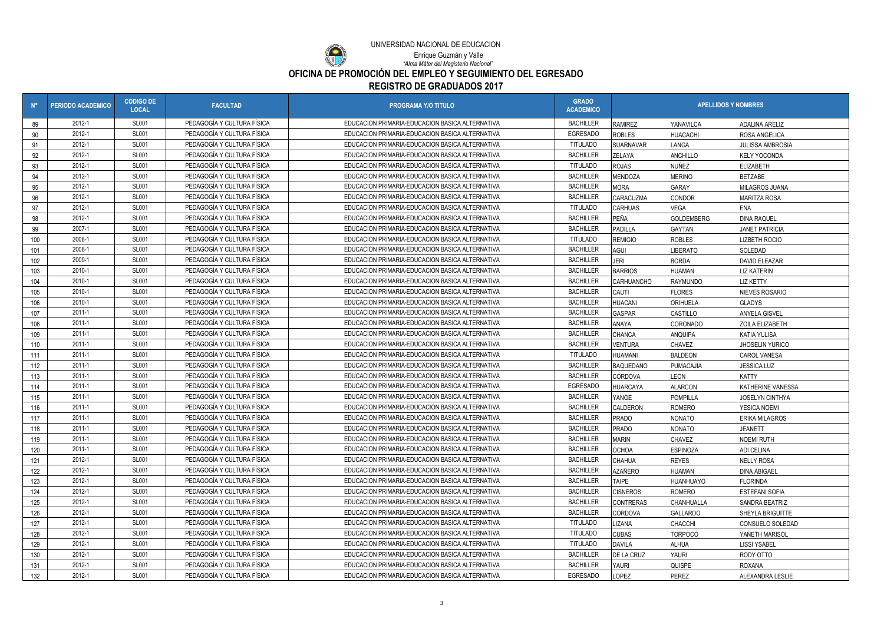UNIVERSIDAD NACIONAL DE EDUCACIÓN

Enrique Guzmán y Valle

*"Alma Máter del Magisterio Nacional"*

# OFICINA DE PROMOCIÓN DEL EMPLEO Y SEGUIMIENTO DEL EGRESADO

## REGISTRO DE GRADUADOS 2017

| N° | PERIODO ACADEMICO | CODIGO DE LOCAL | FACULTAD | PROGRAMA Y/O TITULO | GRADO ACADEMICO | APELLIDOS Y NOMBRES | | |
|---|---|---|---|---|---|---|---|---|
| 89 | 2012-1 | SL001 | PEDAGOGÍA Y CULTURA FÍSICA | EDUCACION PRIMARIA-EDUCACION BASICA ALTERNATIVA | BACHILLER | RAMIREZ | YANAVILCA | ADALINA ARELIZ |
| 90 | 2012-1 | SL001 | PEDAGOGÍA Y CULTURA FÍSICA | EDUCACION PRIMARIA-EDUCACION BASICA ALTERNATIVA | EGRESADO | ROBLES | HUACACHI | ROSA ANGELICA |
| 91 | 2012-1 | SL001 | PEDAGOGÍA Y CULTURA FÍSICA | EDUCACION PRIMARIA-EDUCACION BASICA ALTERNATIVA | TITULADO | SUARNAVAR | LANGA | JULISSA AMBROSIA |
| 92 | 2012-1 | SL001 | PEDAGOGÍA Y CULTURA FÍSICA | EDUCACION PRIMARIA-EDUCACION BASICA ALTERNATIVA | BACHILLER | ZELAYA | ANCHILLO | KELY YOCONDA |
| 93 | 2012-1 | SL001 | PEDAGOGÍA Y CULTURA FÍSICA | EDUCACION PRIMARIA-EDUCACION BASICA ALTERNATIVA | TITULADO | ROJAS | NUÑEZ | ELIZABETH |
| 94 | 2012-1 | SL001 | PEDAGOGÍA Y CULTURA FÍSICA | EDUCACION PRIMARIA-EDUCACION BASICA ALTERNATIVA | BACHILLER | MENDOZA | MERINO | BETZABE |
| 95 | 2012-1 | SL001 | PEDAGOGÍA Y CULTURA FÍSICA | EDUCACION PRIMARIA-EDUCACION BASICA ALTERNATIVA | BACHILLER | MORA | GARAY | MILAGROS JUANA |
| 96 | 2012-1 | SL001 | PEDAGOGÍA Y CULTURA FÍSICA | EDUCACION PRIMARIA-EDUCACION BASICA ALTERNATIVA | BACHILLER | CARACUZMA | CONDOR | MARITZA ROSA |
| 97 | 2012-1 | SL001 | PEDAGOGÍA Y CULTURA FÍSICA | EDUCACION PRIMARIA-EDUCACION BASICA ALTERNATIVA | TITULADO | CARHUAS | VEGA | ENA |
| 98 | 2012-1 | SL001 | PEDAGOGÍA Y CULTURA FÍSICA | EDUCACION PRIMARIA-EDUCACION BASICA ALTERNATIVA | BACHILLER | PEÑA | GOLDEMBERG | DINA RAQUEL |
| 99 | 2007-1 | SL001 | PEDAGOGÍA Y CULTURA FÍSICA | EDUCACION PRIMARIA-EDUCACION BASICA ALTERNATIVA | BACHILLER | PADILLA | GAYTAN | JANET PATRICIA |
| 100 | 2008-1 | SL001 | PEDAGOGÍA Y CULTURA FÍSICA | EDUCACION PRIMARIA-EDUCACION BASICA ALTERNATIVA | TITULADO | REMIGIO | ROBLES | LIZBETH ROCIO |
| 101 | 2008-1 | SL001 | PEDAGOGÍA Y CULTURA FÍSICA | EDUCACION PRIMARIA-EDUCACION BASICA ALTERNATIVA | BACHILLER | AGUI | LIBERATO | SOLEDAD |
| 102 | 2009-1 | SL001 | PEDAGOGÍA Y CULTURA FÍSICA | EDUCACION PRIMARIA-EDUCACION BASICA ALTERNATIVA | BACHILLER | JERI | BORDA | DAVID ELEAZAR |
| 103 | 2010-1 | SL001 | PEDAGOGÍA Y CULTURA FÍSICA | EDUCACION PRIMARIA-EDUCACION BASICA ALTERNATIVA | BACHILLER | BARRIOS | HUAMAN | LIZ KATERIN |
| 104 | 2010-1 | SL001 | PEDAGOGÍA Y CULTURA FÍSICA | EDUCACION PRIMARIA-EDUCACION BASICA ALTERNATIVA | BACHILLER | CARHUANCHO | RAYMUNDO | LIZ KETTY |
| 105 | 2010-1 | SL001 | PEDAGOGÍA Y CULTURA FÍSICA | EDUCACION PRIMARIA-EDUCACION BASICA ALTERNATIVA | BACHILLER | CAUTI | FLORES | NIEVES ROSARIO |
| 106 | 2010-1 | SL001 | PEDAGOGÍA Y CULTURA FÍSICA | EDUCACION PRIMARIA-EDUCACION BASICA ALTERNATIVA | BACHILLER | HUACANI | ORIHUELA | GLADYS |
| 107 | 2011-1 | SL001 | PEDAGOGÍA Y CULTURA FÍSICA | EDUCACION PRIMARIA-EDUCACION BASICA ALTERNATIVA | BACHILLER | GASPAR | CASTILLO | ANYELA GISVEL |
| 108 | 2011-1 | SL001 | PEDAGOGÍA Y CULTURA FÍSICA | EDUCACION PRIMARIA-EDUCACION BASICA ALTERNATIVA | BACHILLER | ANAYA | CORONADO | ZOILA ELIZABETH |
| 109 | 2011-1 | SL001 | PEDAGOGÍA Y CULTURA FÍSICA | EDUCACION PRIMARIA-EDUCACION BASICA ALTERNATIVA | BACHILLER | CHANCA | ANQUIPA | KATIA YULISA |
| 110 | 2011-1 | SL001 | PEDAGOGÍA Y CULTURA FÍSICA | EDUCACION PRIMARIA-EDUCACION BASICA ALTERNATIVA | BACHILLER | VENTURA | CHAVEZ | JHOSELIN YURICO |
| 111 | 2011-1 | SL001 | PEDAGOGÍA Y CULTURA FÍSICA | EDUCACION PRIMARIA-EDUCACION BASICA ALTERNATIVA | TITULADO | HUAMANI | BALDEON | CAROL VANESA |
| 112 | 2011-1 | SL001 | PEDAGOGÍA Y CULTURA FÍSICA | EDUCACION PRIMARIA-EDUCACION BASICA ALTERNATIVA | BACHILLER | BAQUEDANO | PUMACAJIA | JESSICA LUZ |
| 113 | 2011-1 | SL001 | PEDAGOGÍA Y CULTURA FÍSICA | EDUCACION PRIMARIA-EDUCACION BASICA ALTERNATIVA | BACHILLER | CORDOVA | LEON | KATTY |
| 114 | 2011-1 | SL001 | PEDAGOGÍA Y CULTURA FÍSICA | EDUCACION PRIMARIA-EDUCACION BASICA ALTERNATIVA | EGRESADO | HUARCAYA | ALARCON | KATHERINE VANESSA |
| 115 | 2011-1 | SL001 | PEDAGOGÍA Y CULTURA FÍSICA | EDUCACION PRIMARIA-EDUCACION BASICA ALTERNATIVA | BACHILLER | YANGE | POMPILLA | JOSELYN CINTHYA |
| 116 | 2011-1 | SL001 | PEDAGOGÍA Y CULTURA FÍSICA | EDUCACION PRIMARIA-EDUCACION BASICA ALTERNATIVA | BACHILLER | CALDERON | ROMERO | YESICA NOEMI |
| 117 | 2011-1 | SL001 | PEDAGOGÍA Y CULTURA FÍSICA | EDUCACION PRIMARIA-EDUCACION BASICA ALTERNATIVA | BACHILLER | PRADO | NONATO | ERIKA MILAGROS |
| 118 | 2011-1 | SL001 | PEDAGOGÍA Y CULTURA FÍSICA | EDUCACION PRIMARIA-EDUCACION BASICA ALTERNATIVA | BACHILLER | PRADO | NONATO | JEANETT |
| 119 | 2011-1 | SL001 | PEDAGOGÍA Y CULTURA FÍSICA | EDUCACION PRIMARIA-EDUCACION BASICA ALTERNATIVA | BACHILLER | MARIN | CHAVEZ | NOEMI RUTH |
| 120 | 2011-1 | SL001 | PEDAGOGÍA Y CULTURA FÍSICA | EDUCACION PRIMARIA-EDUCACION BASICA ALTERNATIVA | BACHILLER | OCHOA | ESPINOZA | ADI CELINA |
| 121 | 2012-1 | SL001 | PEDAGOGÍA Y CULTURA FÍSICA | EDUCACION PRIMARIA-EDUCACION BASICA ALTERNATIVA | BACHILLER | CHAHUA | REYES | NELLY ROSA |
| 122 | 2012-1 | SL001 | PEDAGOGÍA Y CULTURA FÍSICA | EDUCACION PRIMARIA-EDUCACION BASICA ALTERNATIVA | BACHILLER | AZAÑERO | HUAMAN | DINA ABIGAEL |
| 123 | 2012-1 | SL001 | PEDAGOGÍA Y CULTURA FÍSICA | EDUCACION PRIMARIA-EDUCACION BASICA ALTERNATIVA | BACHILLER | TAIPE | HUANHUAYO | FLORINDA |
| 124 | 2012-1 | SL001 | PEDAGOGÍA Y CULTURA FÍSICA | EDUCACION PRIMARIA-EDUCACION BASICA ALTERNATIVA | BACHILLER | CISNEROS | ROMERO | ESTEFANI SOFIA |
| 125 | 2012-1 | SL001 | PEDAGOGÍA Y CULTURA FÍSICA | EDUCACION PRIMARIA-EDUCACION BASICA ALTERNATIVA | BACHILLER | CONTRERAS | CHANHUALLA | SANDRA BEATRIZ |
| 126 | 2012-1 | SL001 | PEDAGOGÍA Y CULTURA FÍSICA | EDUCACION PRIMARIA-EDUCACION BASICA ALTERNATIVA | BACHILLER | CORDOVA | GALLARDO | SHEYLA BRIGUITTE |
| 127 | 2012-1 | SL001 | PEDAGOGÍA Y CULTURA FÍSICA | EDUCACION PRIMARIA-EDUCACION BASICA ALTERNATIVA | TITULADO | LIZANA | CHACCHI | CONSUELO SOLEDAD |
| 128 | 2012-1 | SL001 | PEDAGOGÍA Y CULTURA FÍSICA | EDUCACION PRIMARIA-EDUCACION BASICA ALTERNATIVA | TITULADO | CUBAS | TORPOCO | YANETH MARISOL |
| 129 | 2012-1 | SL001 | PEDAGOGÍA Y CULTURA FÍSICA | EDUCACION PRIMARIA-EDUCACION BASICA ALTERNATIVA | TITULADO | DAVILA | ALHUA | LISSI YSABEL |
| 130 | 2012-1 | SL001 | PEDAGOGÍA Y CULTURA FÍSICA | EDUCACION PRIMARIA-EDUCACION BASICA ALTERNATIVA | BACHILLER | DE LA CRUZ | YAURI | RODY OTTO |
| 131 | 2012-1 | SL001 | PEDAGOGÍA Y CULTURA FÍSICA | EDUCACION PRIMARIA-EDUCACION BASICA ALTERNATIVA | BACHILLER | YAURI | QUISPE | ROXANA |
| 132 | 2012-1 | SL001 | PEDAGOGÍA Y CULTURA FÍSICA | EDUCACION PRIMARIA-EDUCACION BASICA ALTERNATIVA | EGRESADO | LOPEZ | PEREZ | ALEXANDRA LESLIE |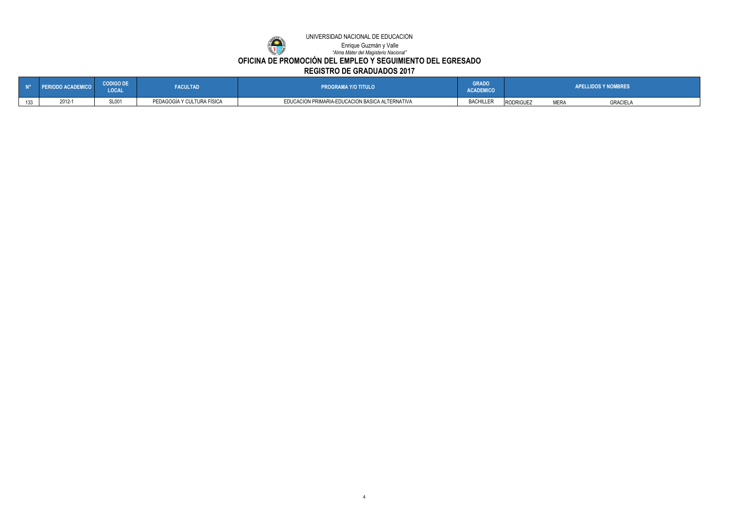UNIVERSIDAD NACIONAL DE EDUCACIÓN

Enrique Guzmán y Valle

*"Alma Máter del Magisterio Nacional"*

**OFICINA DE PROMOCIÓN DEL EMPLEO Y SEGUIMIENTO DEL EGRESADO**

**REGISTRO DE GRADUADOS 2017**

| N° | PERIODO ACADEMICO | CODIGO DE LOCAL | FACULTAD | PROGRAMA Y/O TITULO | GRADO ACADEMICO | APELLIDOS Y NOMBRES | | |
|---|---|---|---|---|---|---|---|---|
| 133 | 2012-1 | SL001 | PEDAGOGÍA Y CULTURA FÍSICA | EDUCACION PRIMARIA-EDUCACION BASICA ALTERNATIVA | BACHILLER | RODRIGUEZ | MERA | GRACIELA |